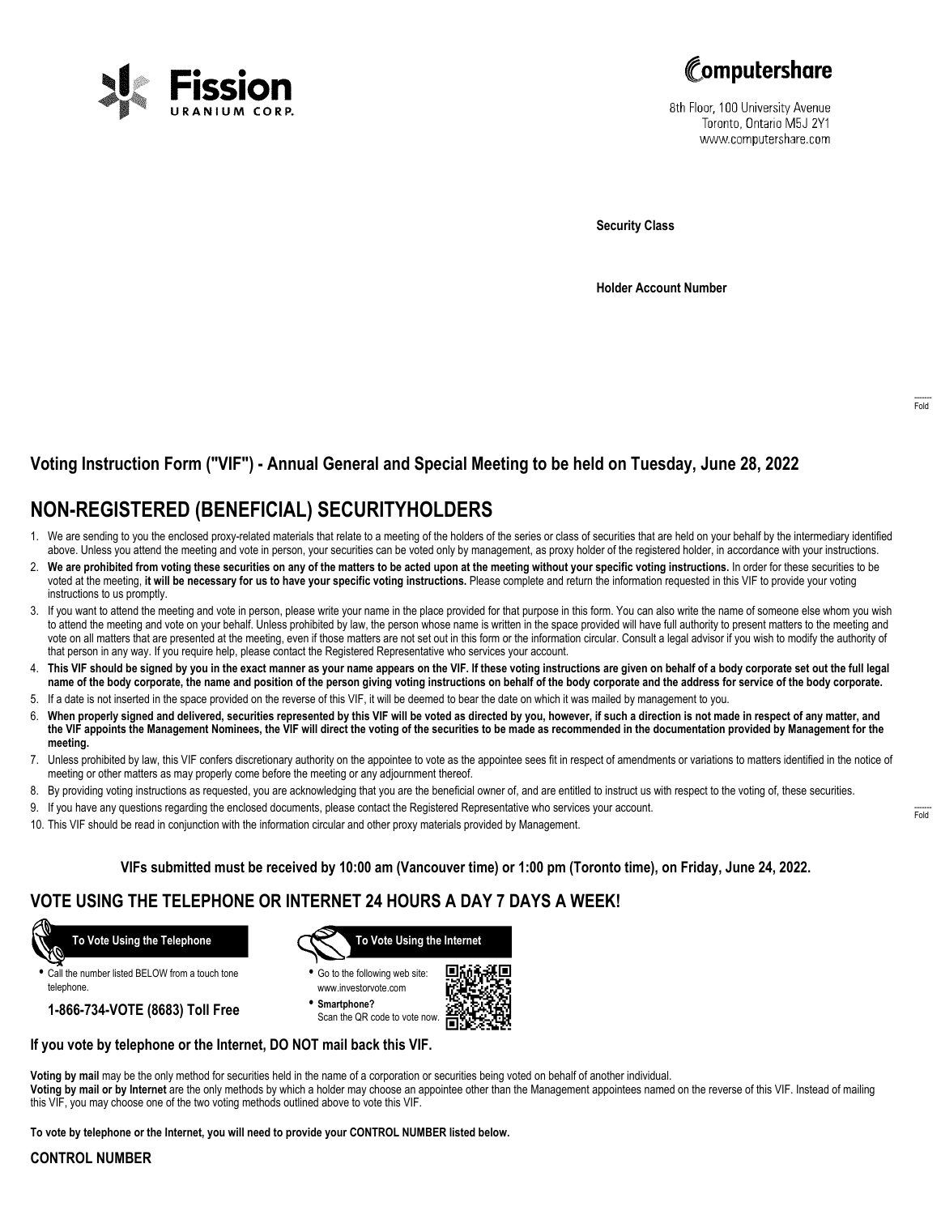Fission URANIUM CORP.

Computershare

8th Floor, 100 University Avenue
Toronto, Ontario M5J 2Y1
www.computershare.com

**Security Class**

**Holder Account Number**

## Voting Instruction Form ("VIF") - Annual General and Special Meeting to be held on Tuesday, June 28, 2022

# NON-REGISTERED (BENEFICIAL) SECURITYHOLDERS

1. We are sending to you the enclosed proxy-related materials that relate to a meeting of the holders of the series or class of securities that are held on your behalf by the intermediary identified above. Unless you attend the meeting and vote in person, your securities can be voted only by management, as proxy holder of the registered holder, in accordance with your instructions.
2. **We are prohibited from voting these securities on any of the matters to be acted upon at the meeting without your specific voting instructions.** In order for these securities to be voted at the meeting, **it will be necessary for us to have your specific voting instructions.** Please complete and return the information requested in this VIF to provide your voting instructions to us promptly.
3. If you want to attend the meeting and vote in person, please write your name in the place provided for that purpose in this form. You can also write the name of someone else whom you wish to attend the meeting and vote on your behalf. Unless prohibited by law, the person whose name is written in the space provided will have full authority to present matters to the meeting and vote on all matters that are presented at the meeting, even if those matters are not set out in this form or the information circular. Consult a legal advisor if you wish to modify the authority of that person in any way. If you require help, please contact the Registered Representative who services your account.
4. **This VIF should be signed by you in the exact manner as your name appears on the VIF. If these voting instructions are given on behalf of a body corporate set out the full legal name of the body corporate, the name and position of the person giving voting instructions on behalf of the body corporate and the address for service of the body corporate.**
5. If a date is not inserted in the space provided on the reverse of this VIF, it will be deemed to bear the date on which it was mailed by management to you.
6. **When properly signed and delivered, securities represented by this VIF will be voted as directed by you, however, if such a direction is not made in respect of any matter, and the VIF appoints the Management Nominees, the VIF will direct the voting of the securities to be made as recommended in the documentation provided by Management for the meeting.**
7. Unless prohibited by law, this VIF confers discretionary authority on the appointee to vote as the appointee sees fit in respect of amendments or variations to matters identified in the notice of meeting or other matters as may properly come before the meeting or any adjournment thereof.
8. By providing voting instructions as requested, you are acknowledging that you are the beneficial owner of, and are entitled to instruct us with respect to the voting of, these securities.
9. If you have any questions regarding the enclosed documents, please contact the Registered Representative who services your account.
10. This VIF should be read in conjunction with the information circular and other proxy materials provided by Management.

**VIFs submitted must be received by 10:00 am (Vancouver time) or 1:00 pm (Toronto time), on Friday, June 24, 2022.**

## VOTE USING THE TELEPHONE OR INTERNET 24 HOURS A DAY 7 DAYS A WEEK!

**To Vote Using the Telephone**

- Call the number listed BELOW from a touch tone telephone.

**1-866-734-VOTE (8683) Toll Free**

**To Vote Using the Internet**

- Go to the following web site: www.investorvote.com
- **Smartphone?** Scan the QR code to vote now.

**If you vote by telephone or the Internet, DO NOT mail back this VIF.**

**Voting by mail** may be the only method for securities held in the name of a corporation or securities being voted on behalf of another individual.
**Voting by mail or by Internet** are the only methods by which a holder may choose an appointee other than the Management appointees named on the reverse of this VIF. Instead of mailing this VIF, you may choose one of the two voting methods outlined above to vote this VIF.

**To vote by telephone or the Internet, you will need to provide your CONTROL NUMBER listed below.**

**CONTROL NUMBER**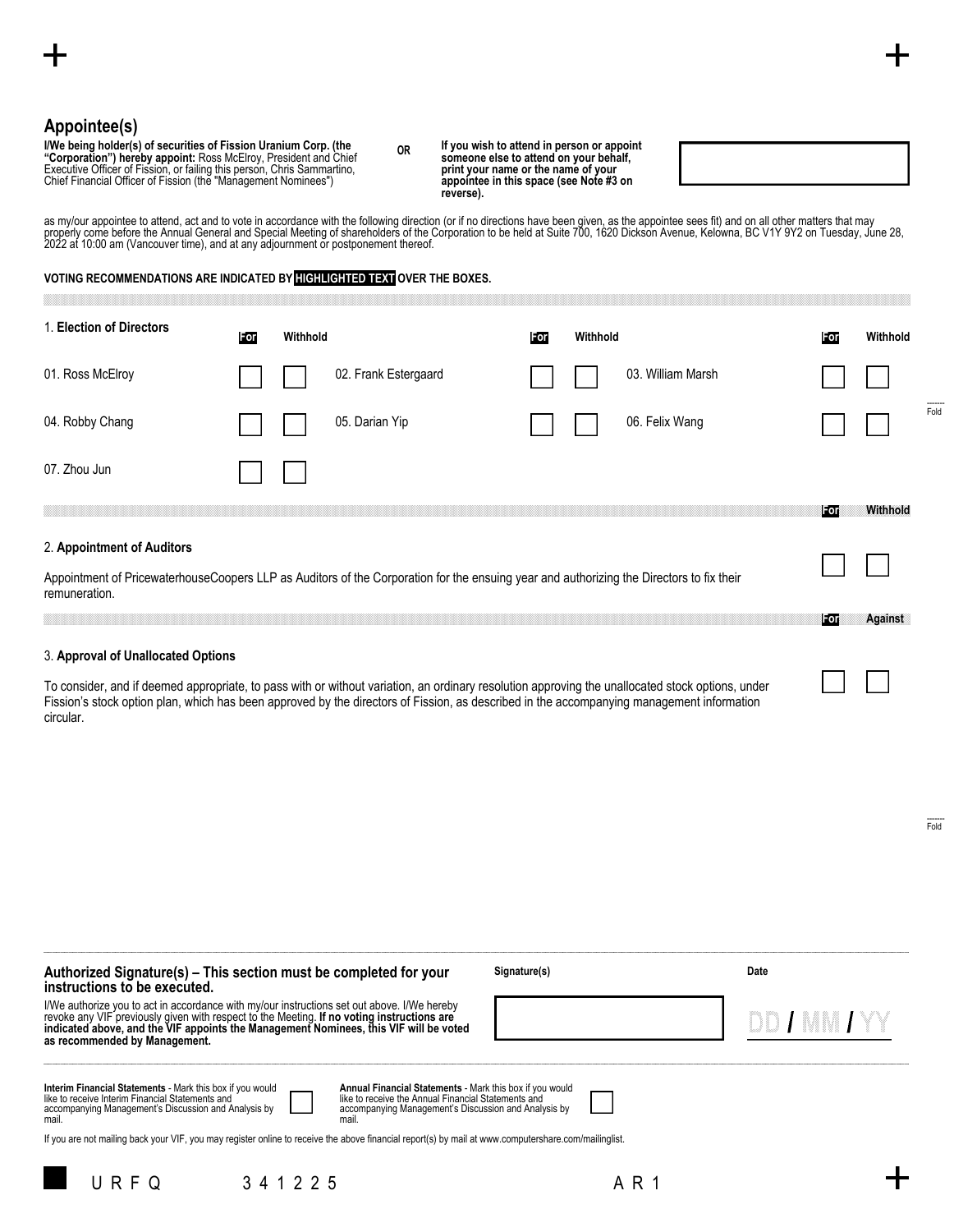## Appointee(s)

**I/We being holder(s) of securities of Fission Uranium Corp. (the "Corporation") hereby appoint:** Ross McElroy, President and Chief Executive Officer of Fission, or failing this person, Chris Sammartino, Chief Financial Officer of Fission (the "Management Nominees")

**OR**

**If you wish to attend in person or appoint someone else to attend on your behalf, print your name or the name of your appointee in this space (see Note #3 on reverse).**

as my/our appointee to attend, act and to vote in accordance with the following direction (or if no directions have been given, as the appointee sees fit) and on all other matters that may properly come before the Annual General and Special Meeting of shareholders of the Corporation to be held at Suite 700, 1620 Dickson Avenue, Kelowna, BC V1Y 9Y2 on Tuesday, June 28, 2022 at 10:00 am (Vancouver time), and at any adjournment or postponement thereof.

**VOTING RECOMMENDATIONS ARE INDICATED BY HIGHLIGHTED TEXT OVER THE BOXES.**

### 1. Election of Directors

| | For | Withhold | | For | Withhold | | For | Withhold |
|---|---|---|---|---|---|---|---|---|
| 01. Ross McElroy | ☐ | ☐ | 02. Frank Estergaard | ☐ | ☐ | 03. William Marsh | ☐ | ☐ |
| 04. Robby Chang | ☐ | ☐ | 05. Darian Yip | ☐ | ☐ | 06. Felix Wang | ☐ | ☐ |
| 07. Zhou Jun | ☐ | ☐ | | | | | | |

### 2. Appointment of Auditors

| | For | Withhold |
|---|---|---|
| Appointment of PricewaterhouseCoopers LLP as Auditors of the Corporation for the ensuing year and authorizing the Directors to fix their remuneration. | ☐ | ☐ |

### 3. Approval of Unallocated Options

| | For | Against |
|---|---|---|
| To consider, and if deemed appropriate, to pass with or without variation, an ordinary resolution approving the unallocated stock options, under Fission's stock option plan, which has been approved by the directors of Fission, as described in the accompanying management information circular. | ☐ | ☐ |

**Authorized Signature(s) – This section must be completed for your instructions to be executed.**

I/We authorize you to act in accordance with my/our instructions set out above. I/We hereby revoke any VIF previously given with respect to the Meeting. **If no voting instructions are indicated above, and the VIF appoints the Management Nominees, this VIF will be voted as recommended by Management.**

Signature(s)

Date

DD / MM / YY

**Interim Financial Statements** - Mark this box if you would like to receive Interim Financial Statements and accompanying Management's Discussion and Analysis by mail. ☐

**Annual Financial Statements** - Mark this box if you would like to receive the Annual Financial Statements and accompanying Management's Discussion and Analysis by mail. ☐

If you are not mailing back your VIF, you may register online to receive the above financial report(s) by mail at www.computershare.com/mailinglist.

U R F Q 3 4 1 2 2 5 A R 1